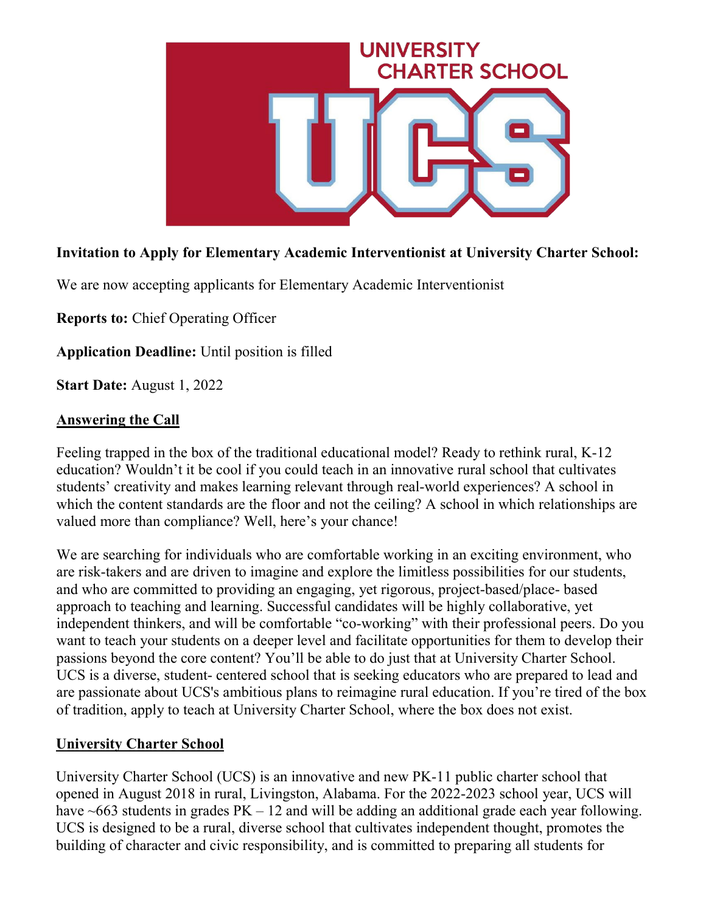**Invitation to Apply for Elementary Academic Interventionist at University Charter School:**

We are now accepting applicants for Elementary Academic Interventionist

**Reports to:** Chief Operating Officer

**Application Deadline:** Until position is filled

**Start Date:** August 1, 2022

## Answering the Call

Feeling trapped in the box of the traditional educational model? Ready to rethink rural, K-12 education? Wouldn't it be cool if you could teach in an innovative rural school that cultivates students' creativity and makes learning relevant through real-world experiences? A school in which the content standards are the floor and not the ceiling? A school in which relationships are valued more than compliance? Well, here's your chance!

We are searching for individuals who are comfortable working in an exciting environment, who are risk-takers and are driven to imagine and explore the limitless possibilities for our students, and who are committed to providing an engaging, yet rigorous, project-based/place- based approach to teaching and learning. Successful candidates will be highly collaborative, yet independent thinkers, and will be comfortable "co-working" with their professional peers. Do you want to teach your students on a deeper level and facilitate opportunities for them to develop their passions beyond the core content? You'll be able to do just that at University Charter School. UCS is a diverse, student- centered school that is seeking educators who are prepared to lead and are passionate about UCS's ambitious plans to reimagine rural education. If you're tired of the box of tradition, apply to teach at University Charter School, where the box does not exist.

## University Charter School

University Charter School (UCS) is an innovative and new PK-11 public charter school that opened in August 2018 in rural, Livingston, Alabama. For the 2022-2023 school year, UCS will have ~663 students in grades PK – 12 and will be adding an additional grade each year following. UCS is designed to be a rural, diverse school that cultivates independent thought, promotes the building of character and civic responsibility, and is committed to preparing all students for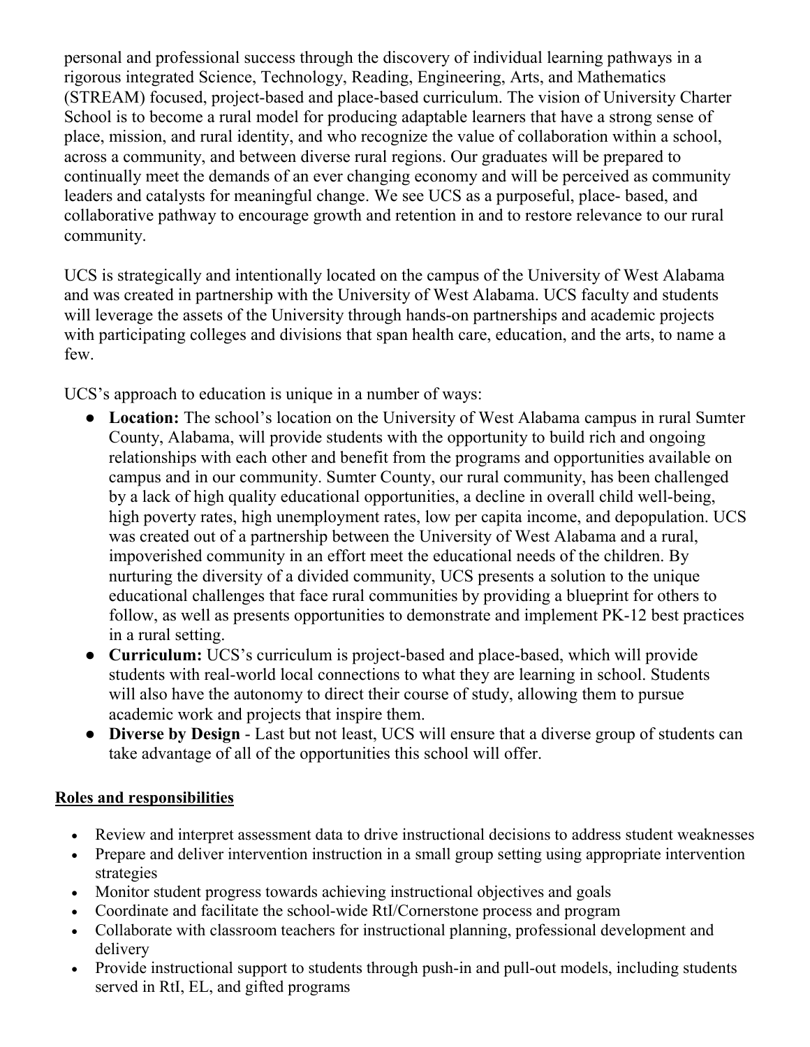personal and professional success through the discovery of individual learning pathways in a rigorous integrated Science, Technology, Reading, Engineering, Arts, and Mathematics (STREAM) focused, project-based and place-based curriculum. The vision of University Charter School is to become a rural model for producing adaptable learners that have a strong sense of place, mission, and rural identity, and who recognize the value of collaboration within a school, across a community, and between diverse rural regions. Our graduates will be prepared to continually meet the demands of an ever changing economy and will be perceived as community leaders and catalysts for meaningful change. We see UCS as a purposeful, place- based, and collaborative pathway to encourage growth and retention in and to restore relevance to our rural community.

UCS is strategically and intentionally located on the campus of the University of West Alabama and was created in partnership with the University of West Alabama. UCS faculty and students will leverage the assets of the University through hands-on partnerships and academic projects with participating colleges and divisions that span health care, education, and the arts, to name a few.

UCS's approach to education is unique in a number of ways:

- **Location:** The school's location on the University of West Alabama campus in rural Sumter County, Alabama, will provide students with the opportunity to build rich and ongoing relationships with each other and benefit from the programs and opportunities available on campus and in our community. Sumter County, our rural community, has been challenged by a lack of high quality educational opportunities, a decline in overall child well-being, high poverty rates, high unemployment rates, low per capita income, and depopulation. UCS was created out of a partnership between the University of West Alabama and a rural, impoverished community in an effort meet the educational needs of the children. By nurturing the diversity of a divided community, UCS presents a solution to the unique educational challenges that face rural communities by providing a blueprint for others to follow, as well as presents opportunities to demonstrate and implement PK-12 best practices in a rural setting.
- **Curriculum:** UCS's curriculum is project-based and place-based, which will provide students with real-world local connections to what they are learning in school. Students will also have the autonomy to direct their course of study, allowing them to pursue academic work and projects that inspire them.
- **Diverse by Design** - Last but not least, UCS will ensure that a diverse group of students can take advantage of all of the opportunities this school will offer.

**Roles and responsibilities**

- Review and interpret assessment data to drive instructional decisions to address student weaknesses
- Prepare and deliver intervention instruction in a small group setting using appropriate intervention strategies
- Monitor student progress towards achieving instructional objectives and goals
- Coordinate and facilitate the school-wide RtI/Cornerstone process and program
- Collaborate with classroom teachers for instructional planning, professional development and delivery
- Provide instructional support to students through push-in and pull-out models, including students served in RtI, EL, and gifted programs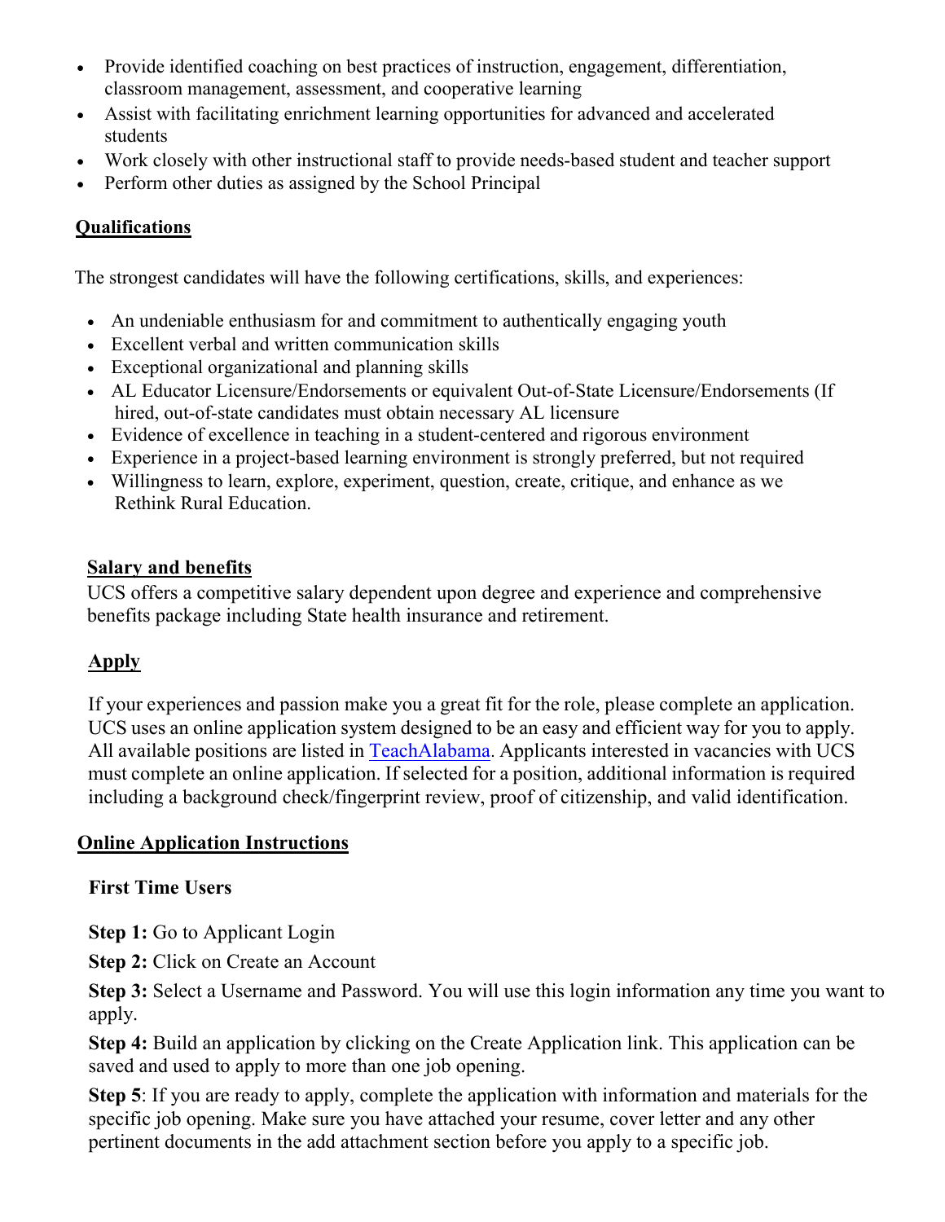- Provide identified coaching on best practices of instruction, engagement, differentiation, classroom management, assessment, and cooperative learning
- Assist with facilitating enrichment learning opportunities for advanced and accelerated students
- Work closely with other instructional staff to provide needs-based student and teacher support
- Perform other duties as assigned by the School Principal

## Qualifications

The strongest candidates will have the following certifications, skills, and experiences:

- An undeniable enthusiasm for and commitment to authentically engaging youth
- Excellent verbal and written communication skills
- Exceptional organizational and planning skills
- AL Educator Licensure/Endorsements or equivalent Out-of-State Licensure/Endorsements (If hired, out-of-state candidates must obtain necessary AL licensure
- Evidence of excellence in teaching in a student-centered and rigorous environment
- Experience in a project-based learning environment is strongly preferred, but not required
- Willingness to learn, explore, experiment, question, create, critique, and enhance as we Rethink Rural Education.

## Salary and benefits

UCS offers a competitive salary dependent upon degree and experience and comprehensive benefits package including State health insurance and retirement.

## Apply

If your experiences and passion make you a great fit for the role, please complete an application. UCS uses an online application system designed to be an easy and efficient way for you to apply. All available positions are listed in [TeachAlabama](). Applicants interested in vacancies with UCS must complete an online application. If selected for a position, additional information is required including a background check/fingerprint review, proof of citizenship, and valid identification.

## Online Application Instructions

### First Time Users

**Step 1:** Go to Applicant Login

**Step 2:** Click on Create an Account

**Step 3:** Select a Username and Password. You will use this login information any time you want to apply.

**Step 4:** Build an application by clicking on the Create Application link. This application can be saved and used to apply to more than one job opening.

**Step 5**: If you are ready to apply, complete the application with information and materials for the specific job opening. Make sure you have attached your resume, cover letter and any other pertinent documents in the add attachment section before you apply to a specific job.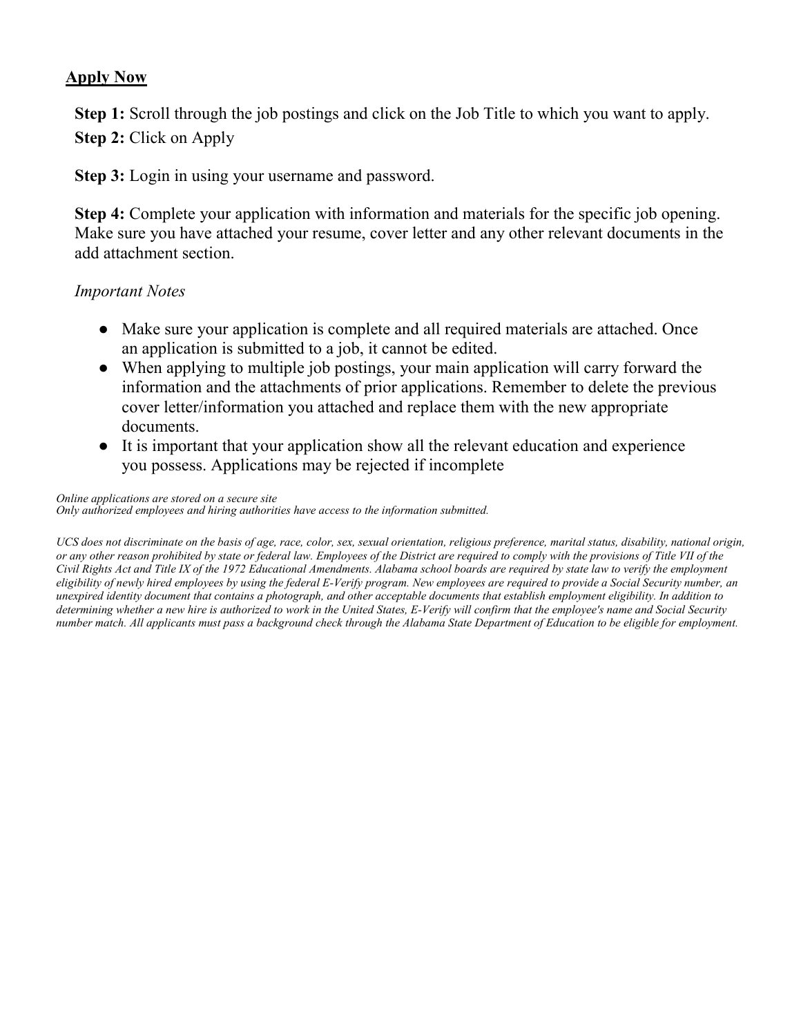## Apply Now

**Step 1:** Scroll through the job postings and click on the Job Title to which you want to apply.

**Step 2:** Click on Apply

**Step 3:** Login in using your username and password.

**Step 4:** Complete your application with information and materials for the specific job opening. Make sure you have attached your resume, cover letter and any other relevant documents in the add attachment section.

*Important Notes*

- Make sure your application is complete and all required materials are attached. Once an application is submitted to a job, it cannot be edited.
- When applying to multiple job postings, your main application will carry forward the information and the attachments of prior applications. Remember to delete the previous cover letter/information you attached and replace them with the new appropriate documents.
- It is important that your application show all the relevant education and experience you possess. Applications may be rejected if incomplete

*Online applications are stored on a secure site*
*Only authorized employees and hiring authorities have access to the information submitted.*

*UCS does not discriminate on the basis of age, race, color, sex, sexual orientation, religious preference, marital status, disability, national origin, or any other reason prohibited by state or federal law. Employees of the District are required to comply with the provisions of Title VII of the Civil Rights Act and Title IX of the 1972 Educational Amendments. Alabama school boards are required by state law to verify the employment eligibility of newly hired employees by using the federal E-Verify program. New employees are required to provide a Social Security number, an unexpired identity document that contains a photograph, and other acceptable documents that establish employment eligibility. In addition to determining whether a new hire is authorized to work in the United States, E-Verify will confirm that the employee's name and Social Security number match. All applicants must pass a background check through the Alabama State Department of Education to be eligible for employment.*